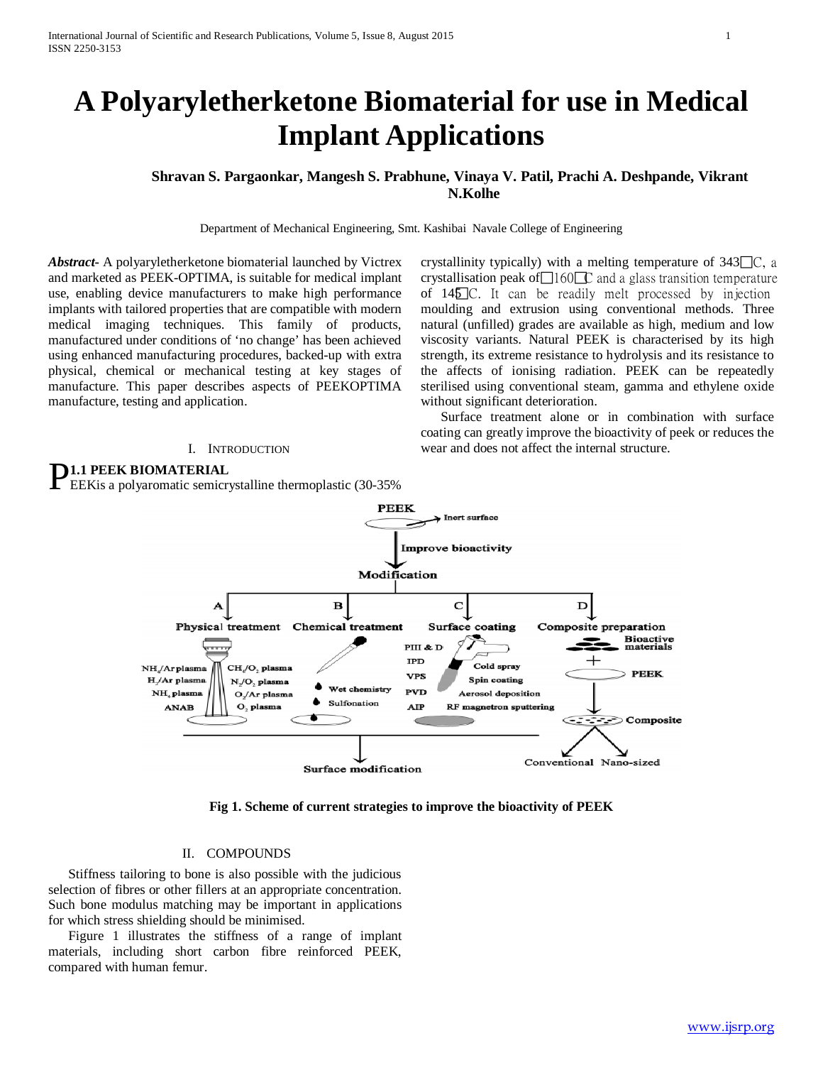# A Polyaryletherketone Biomaterial for use in Medical Implant Applications

**Shravan S. Pargaonkar, Mangesh S. Prabhune, Vinaya V. Patil, Prachi A. Deshpande, Vikrant N.Kolhe**

Department of Mechanical Engineering, Smt. Kashibai Navale College of Engineering

***Abstract***- A polyaryletherketone biomaterial launched by Victrex and marketed as PEEK-OPTIMA, is suitable for medical implant use, enabling device manufacturers to make high performance implants with tailored properties that are compatible with modern medical imaging techniques. This family of products, manufactured under conditions of 'no change' has been achieved using enhanced manufacturing procedures, backed-up with extra physical, chemical or mechanical testing at key stages of manufacture. This paper describes aspects of PEEKOPTIMA manufacture, testing and application.

## I. Introduction

### 1.1 PEEK BIOMATERIAL

PEEKis a polyaromatic semicrystalline thermoplastic (30-35% crystallinity typically) with a melting temperature of 343□C, a crystallisation peak of□160□C and a glass transition temperature of 145□C. It can be readily melt processed by injection moulding and extrusion using conventional methods. Three natural (unfilled) grades are available as high, medium and low viscosity variants. Natural PEEK is characterised by its high strength, its extreme resistance to hydrolysis and its resistance to the affects of ionising radiation. PEEK can be repeatedly sterilised using conventional steam, gamma and ethylene oxide without significant deterioration.

Surface treatment alone or in combination with surface coating can greatly improve the bioactivity of peek or reduces the wear and does not affect the internal structure.

PEEK
Inert surface
Improve bioactivity
Modification
A
Physical treatment
$NH_3$/Ar plasma
$H_2$/Ar plasma
$NH_3$ plasma
ANAB
$CH_4$/$O_2$ plasma
$N_2$/$O_2$ plasma
$O_2$/Ar plasma
$O_2$ plasma
B
Chemical treatment
Wet chemistry
Sulfonation
C
Surface coating
PIII & D
IPD
VPS
PVD
AIP
Cold spray
Spin coating
Aerosol deposition
RF magnetron sputtering
D
Composite preparation
Bioactive materials
PEEK
Composite
Conventional
Nano-sized
Surface modification

**Fig 1. Scheme of current strategies to improve the bioactivity of PEEK**

## II. Compounds

Stiffness tailoring to bone is also possible with the judicious selection of fibres or other fillers at an appropriate concentration. Such bone modulus matching may be important in applications for which stress shielding should be minimised.

Figure 1 illustrates the stiffness of a range of implant materials, including short carbon fibre reinforced PEEK, compared with human femur.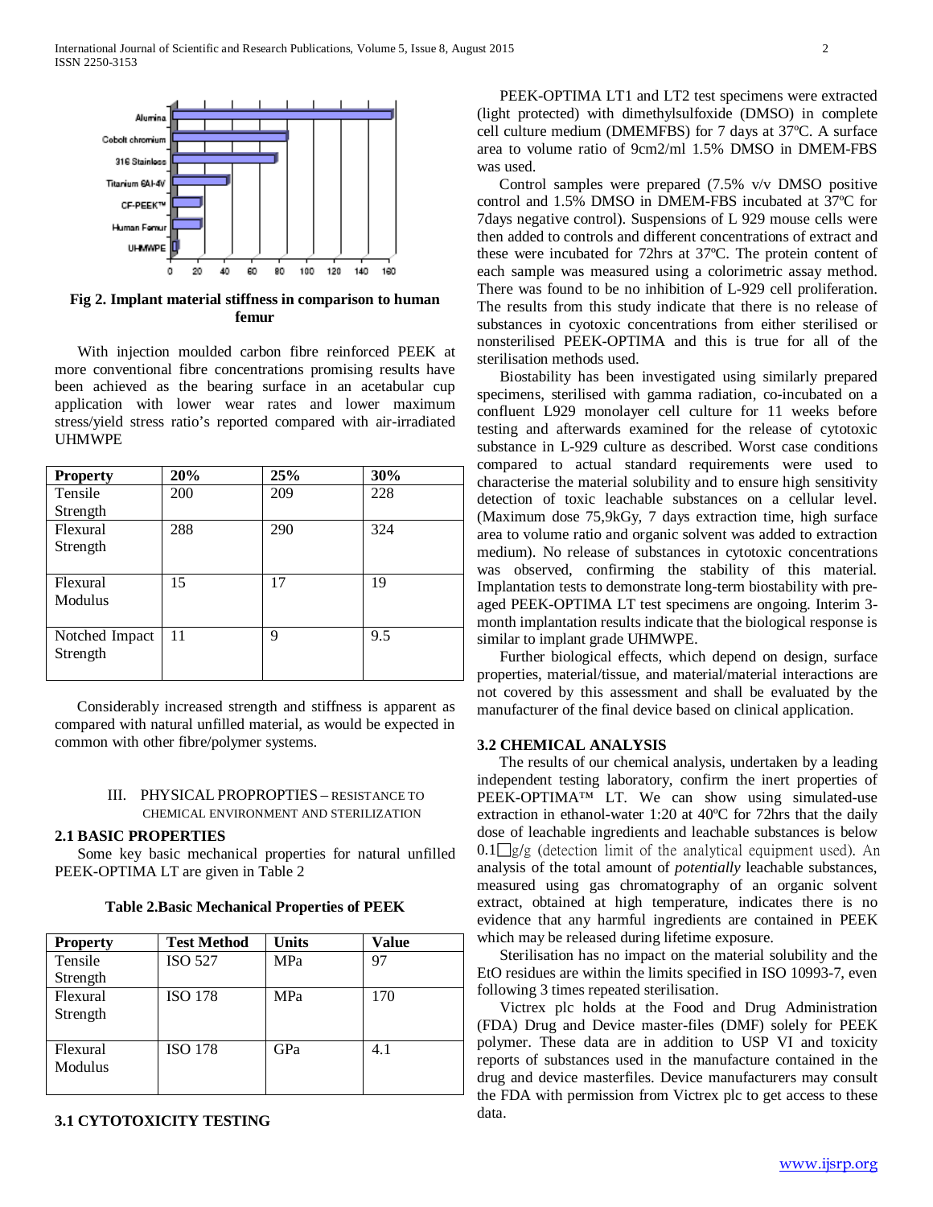Alumina
Cobalt chromium
316 Stainless
Titanium 6Al-4V
CF-PEEK™
Human Femur
UHMWPE

0 20 40 60 80 100 120 140 160

**Fig 2. Implant material stiffness in comparison to human femur**

With injection moulded carbon fibre reinforced PEEK at more conventional fibre concentrations promising results have been achieved as the bearing surface in an acetabular cup application with lower wear rates and lower maximum stress/yield stress ratio's reported compared with air-irradiated UHMWPE

| Property | 20% | 25% | 30% |
|---|---|---|---|
| Tensile Strength | 200 | 209 | 228 |
| Flexural Strength | 288 | 290 | 324 |
| Flexural Modulus | 15 | 17 | 19 |
| Notched Impact Strength | 11 | 9 | 9.5 |

Considerably increased strength and stiffness is apparent as compared with natural unfilled material, as would be expected in common with other fibre/polymer systems.

## III. PHYSICAL PROPROPTIES – RESISTANCE TO CHEMICAL ENVIRONMENT AND STERILIZATION

### 2.1 BASIC PROPERTIES

Some key basic mechanical properties for natural unfilled PEEK-OPTIMA LT are given in Table 2

**Table 2.Basic Mechanical Properties of PEEK**

| Property | Test Method | Units | Value |
|---|---|---|---|
| Tensile Strength | ISO 527 | MPa | 97 |
| Flexural Strength | ISO 178 | MPa | 170 |
| Flexural Modulus | ISO 178 | GPa | 4.1 |

### 3.1 CYTOTOXICITY TESTING

PEEK-OPTIMA LT1 and LT2 test specimens were extracted (light protected) with dimethylsulfoxide (DMSO) in complete cell culture medium (DMEMFBS) for 7 days at 37ºC. A surface area to volume ratio of 9cm2/ml 1.5% DMSO in DMEM-FBS was used.

Control samples were prepared (7.5% v/v DMSO positive control and 1.5% DMSO in DMEM-FBS incubated at 37ºC for 7days negative control). Suspensions of L 929 mouse cells were then added to controls and different concentrations of extract and these were incubated for 72hrs at 37ºC. The protein content of each sample was measured using a colorimetric assay method. There was found to be no inhibition of L-929 cell proliferation. The results from this study indicate that there is no release of substances in cyotoxic concentrations from either sterilised or nonsterilised PEEK-OPTIMA and this is true for all of the sterilisation methods used.

Biostability has been investigated using similarly prepared specimens, sterilised with gamma radiation, co-incubated on a confluent L929 monolayer cell culture for 11 weeks before testing and afterwards examined for the release of cytotoxic substance in L-929 culture as described. Worst case conditions compared to actual standard requirements were used to characterise the material solubility and to ensure high sensitivity detection of toxic leachable substances on a cellular level. (Maximum dose 75,9kGy, 7 days extraction time, high surface area to volume ratio and organic solvent was added to extraction medium). No release of substances in cytotoxic concentrations was observed, confirming the stability of this material. Implantation tests to demonstrate long-term biostability with pre-aged PEEK-OPTIMA LT test specimens are ongoing. Interim 3-month implantation results indicate that the biological response is similar to implant grade UHMWPE.

Further biological effects, which depend on design, surface properties, material/tissue, and material/material interactions are not covered by this assessment and shall be evaluated by the manufacturer of the final device based on clinical application.

### 3.2 CHEMICAL ANALYSIS

The results of our chemical analysis, undertaken by a leading independent testing laboratory, confirm the inert properties of PEEK-OPTIMA™ LT. We can show using simulated-use extraction in ethanol-water 1:20 at 40ºC for 72hrs that the daily dose of leachable ingredients and leachable substances is below 0.1□g/g (detection limit of the analytical equipment used). An analysis of the total amount of *potentially* leachable substances, measured using gas chromatography of an organic solvent extract, obtained at high temperature, indicates there is no evidence that any harmful ingredients are contained in PEEK which may be released during lifetime exposure.

Sterilisation has no impact on the material solubility and the EtO residues are within the limits specified in ISO 10993-7, even following 3 times repeated sterilisation.

Victrex plc holds at the Food and Drug Administration (FDA) Drug and Device master-files (DMF) solely for PEEK polymer. These data are in addition to USP VI and toxicity reports of substances used in the manufacture contained in the drug and device masterfiles. Device manufacturers may consult the FDA with permission from Victrex plc to get access to these data.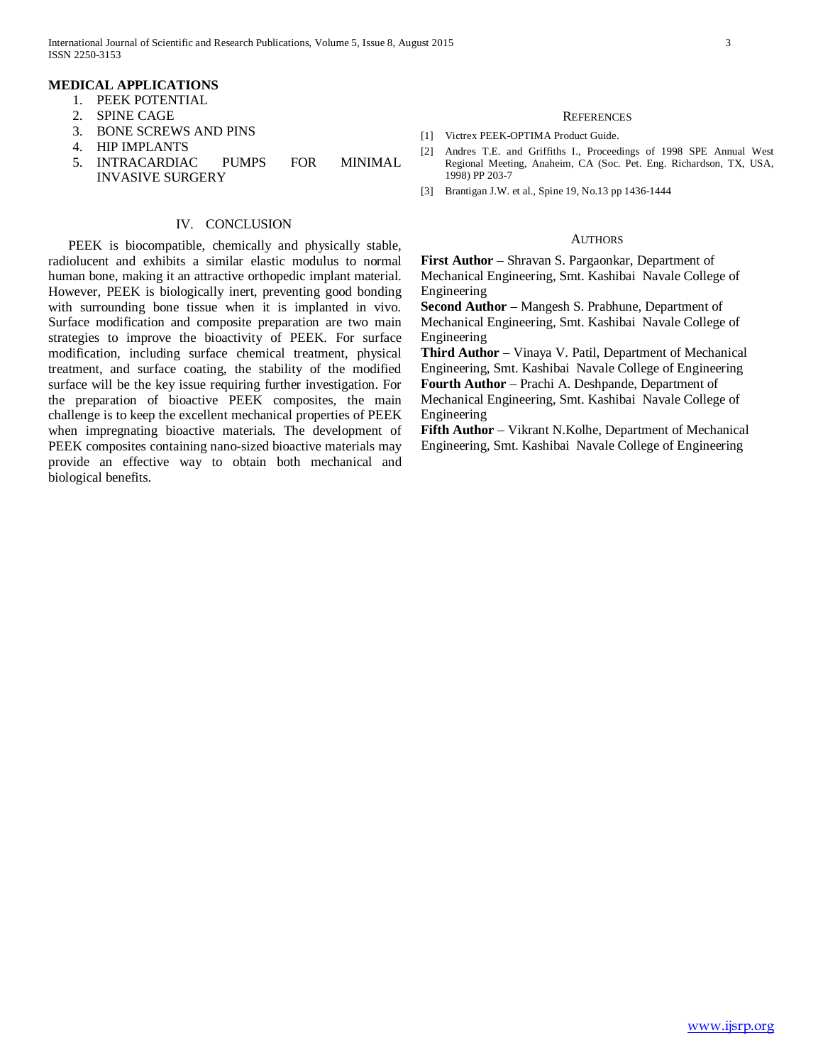**MEDICAL APPLICATIONS**

1. PEEK POTENTIAL
2. SPINE CAGE
3. BONE SCREWS AND PINS
4. HIP IMPLANTS
5. INTRACARDIAC PUMPS FOR MINIMAL INVASIVE SURGERY

## IV. CONCLUSION

PEEK is biocompatible, chemically and physically stable, radiolucent and exhibits a similar elastic modulus to normal human bone, making it an attractive orthopedic implant material. However, PEEK is biologically inert, preventing good bonding with surrounding bone tissue when it is implanted in vivo. Surface modification and composite preparation are two main strategies to improve the bioactivity of PEEK. For surface modification, including surface chemical treatment, physical treatment, and surface coating, the stability of the modified surface will be the key issue requiring further investigation. For the preparation of bioactive PEEK composites, the main challenge is to keep the excellent mechanical properties of PEEK when impregnating bioactive materials. The development of PEEK composites containing nano-sized bioactive materials may provide an effective way to obtain both mechanical and biological benefits.

## REFERENCES

[1] Victrex PEEK-OPTIMA Product Guide.

[2] Andres T.E. and Griffiths I., Proceedings of 1998 SPE Annual West Regional Meeting, Anaheim, CA (Soc. Pet. Eng. Richardson, TX, USA, 1998) PP 203-7

[3] Brantigan J.W. et al., Spine 19, No.13 pp 1436-1444

## AUTHORS

**First Author** – Shravan S. Pargaonkar, Department of Mechanical Engineering, Smt. Kashibai Navale College of Engineering

**Second Author** – Mangesh S. Prabhune, Department of Mechanical Engineering, Smt. Kashibai Navale College of Engineering

**Third Author** – Vinaya V. Patil, Department of Mechanical Engineering, Smt. Kashibai Navale College of Engineering

**Fourth Author** – Prachi A. Deshpande, Department of Mechanical Engineering, Smt. Kashibai Navale College of Engineering

**Fifth Author** – Vikrant N.Kolhe, Department of Mechanical Engineering, Smt. Kashibai Navale College of Engineering